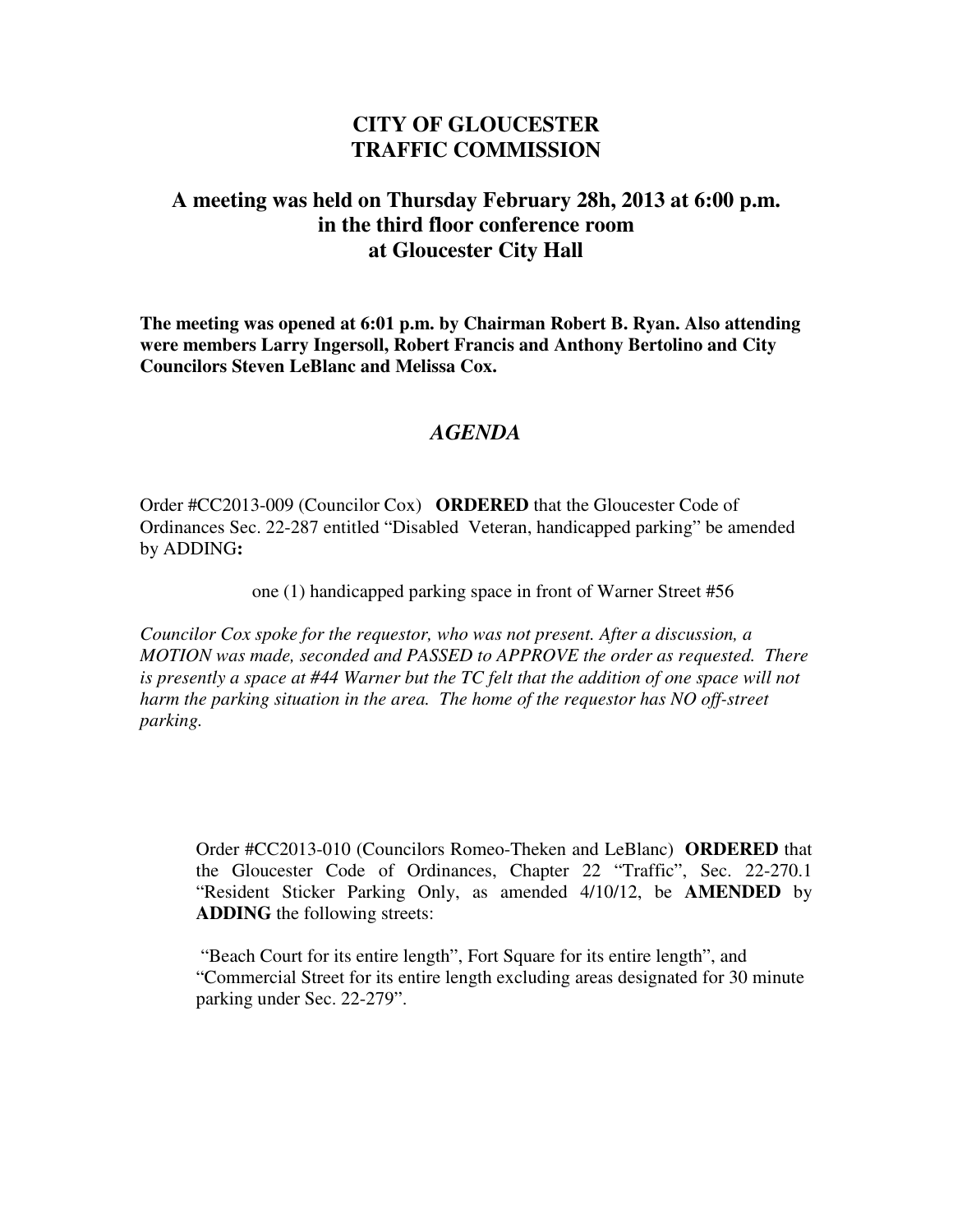# CITY OF GLOUCESTER
# TRAFFIC COMMISSION

## A meeting was held on Thursday February 28h, 2013 at 6:00 p.m. in the third floor conference room at Gloucester City Hall

**The meeting was opened at 6:01 p.m. by Chairman Robert B. Ryan. Also attending were members Larry Ingersoll, Robert Francis and Anthony Bertolino and City Councilors Steven LeBlanc and Melissa Cox.**

## *AGENDA*

Order #CC2013-009 (Councilor Cox) **ORDERED** that the Gloucester Code of Ordinances Sec. 22-287 entitled "Disabled Veteran, handicapped parking" be amended by ADDING**:**

one (1) handicapped parking space in front of Warner Street #56

*Councilor Cox spoke for the requestor, who was not present. After a discussion, a MOTION was made, seconded and PASSED to APPROVE the order as requested. There is presently a space at #44 Warner but the TC felt that the addition of one space will not harm the parking situation in the area. The home of the requestor has NO off-street parking.*

Order #CC2013-010 (Councilors Romeo-Theken and LeBlanc) **ORDERED** that the Gloucester Code of Ordinances, Chapter 22 "Traffic", Sec. 22-270.1 "Resident Sticker Parking Only, as amended 4/10/12, be **AMENDED** by **ADDING** the following streets:

"Beach Court for its entire length", Fort Square for its entire length", and "Commercial Street for its entire length excluding areas designated for 30 minute parking under Sec. 22-279".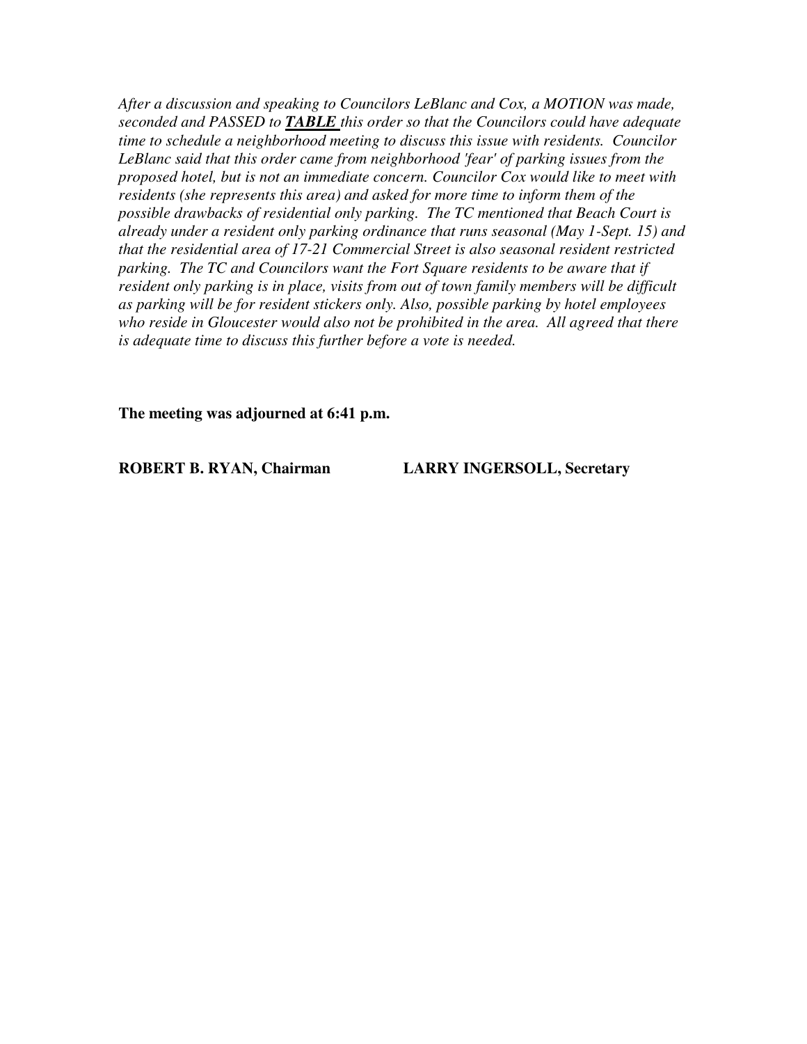*After a discussion and speaking to Councilors LeBlanc and Cox, a MOTION was made, seconded and PASSED to* ***TABLE*** *this order so that the Councilors could have adequate time to schedule a neighborhood meeting to discuss this issue with residents. Councilor LeBlanc said that this order came from neighborhood 'fear' of parking issues from the proposed hotel, but is not an immediate concern. Councilor Cox would like to meet with residents (she represents this area) and asked for more time to inform them of the possible drawbacks of residential only parking. The TC mentioned that Beach Court is already under a resident only parking ordinance that runs seasonal (May 1-Sept. 15) and that the residential area of 17-21 Commercial Street is also seasonal resident restricted parking. The TC and Councilors want the Fort Square residents to be aware that if resident only parking is in place, visits from out of town family members will be difficult as parking will be for resident stickers only. Also, possible parking by hotel employees who reside in Gloucester would also not be prohibited in the area. All agreed that there is adequate time to discuss this further before a vote is needed.*

**The meeting was adjourned at 6:41 p.m.**

**ROBERT B. RYAN, Chairman** **LARRY INGERSOLL, Secretary**